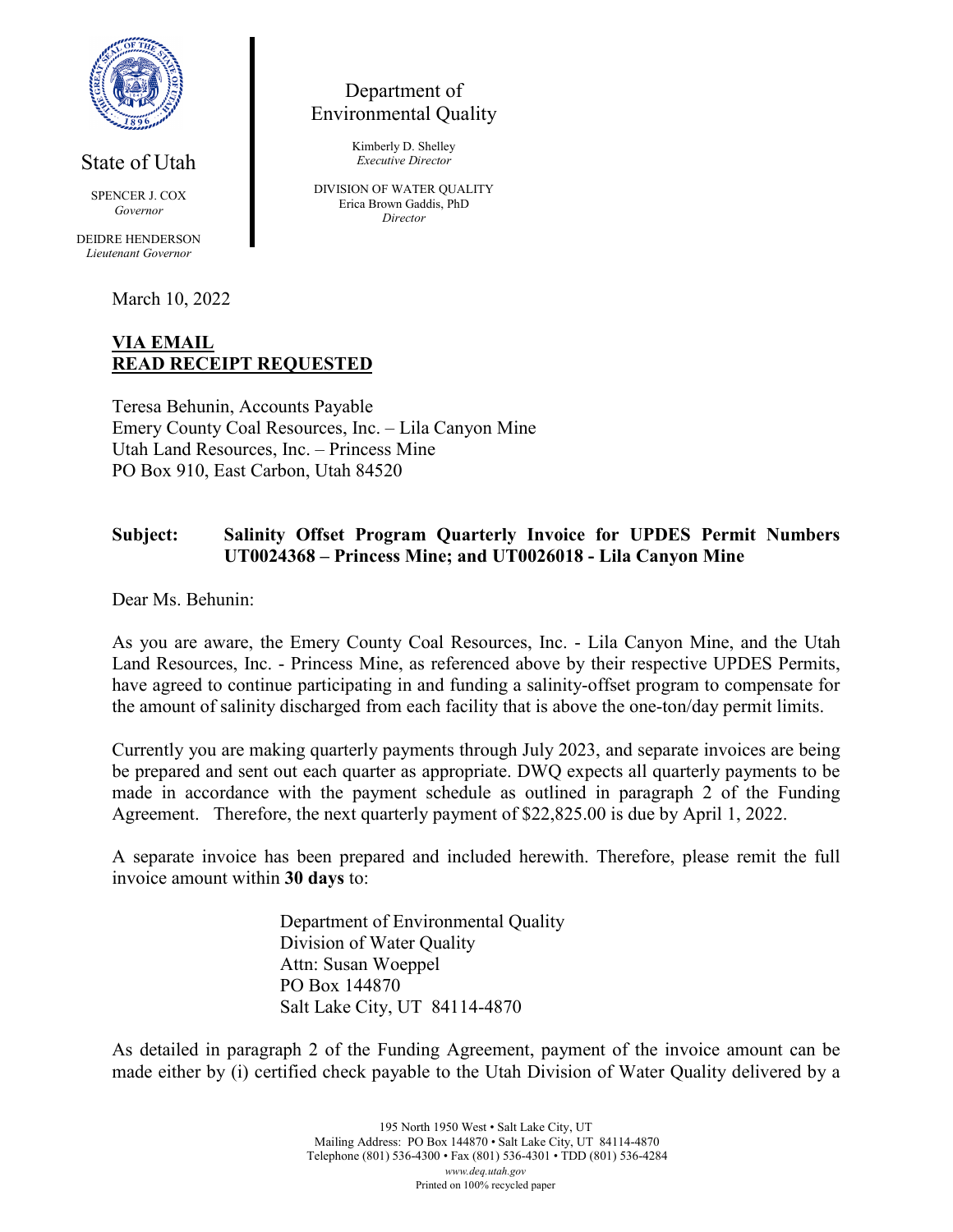State of Utah

SPENCER J. COX
*Governor*

DEIDRE HENDERSON
*Lieutenant Governor*

Department of Environmental Quality

Kimberly D. Shelley
*Executive Director*

DIVISION OF WATER QUALITY
Erica Brown Gaddis, PhD
*Director*

March 10, 2022

**VIA EMAIL**
**READ RECEIPT REQUESTED**

Teresa Behunin, Accounts Payable
Emery County Coal Resources, Inc. – Lila Canyon Mine
Utah Land Resources, Inc. – Princess Mine
PO Box 910, East Carbon, Utah 84520

**Subject: Salinity Offset Program Quarterly Invoice for UPDES Permit Numbers UT0024368 – Princess Mine; and UT0026018 - Lila Canyon Mine**

Dear Ms. Behunin:

As you are aware, the Emery County Coal Resources, Inc. - Lila Canyon Mine, and the Utah Land Resources, Inc. - Princess Mine, as referenced above by their respective UPDES Permits, have agreed to continue participating in and funding a salinity-offset program to compensate for the amount of salinity discharged from each facility that is above the one-ton/day permit limits.

Currently you are making quarterly payments through July 2023, and separate invoices are being be prepared and sent out each quarter as appropriate. DWQ expects all quarterly payments to be made in accordance with the payment schedule as outlined in paragraph 2 of the Funding Agreement. Therefore, the next quarterly payment of $22,825.00 is due by April 1, 2022.

A separate invoice has been prepared and included herewith. Therefore, please remit the full invoice amount within **30 days** to:

> Department of Environmental Quality
> Division of Water Quality
> Attn: Susan Woeppel
> PO Box 144870
> Salt Lake City, UT 84114-4870

As detailed in paragraph 2 of the Funding Agreement, payment of the invoice amount can be made either by (i) certified check payable to the Utah Division of Water Quality delivered by a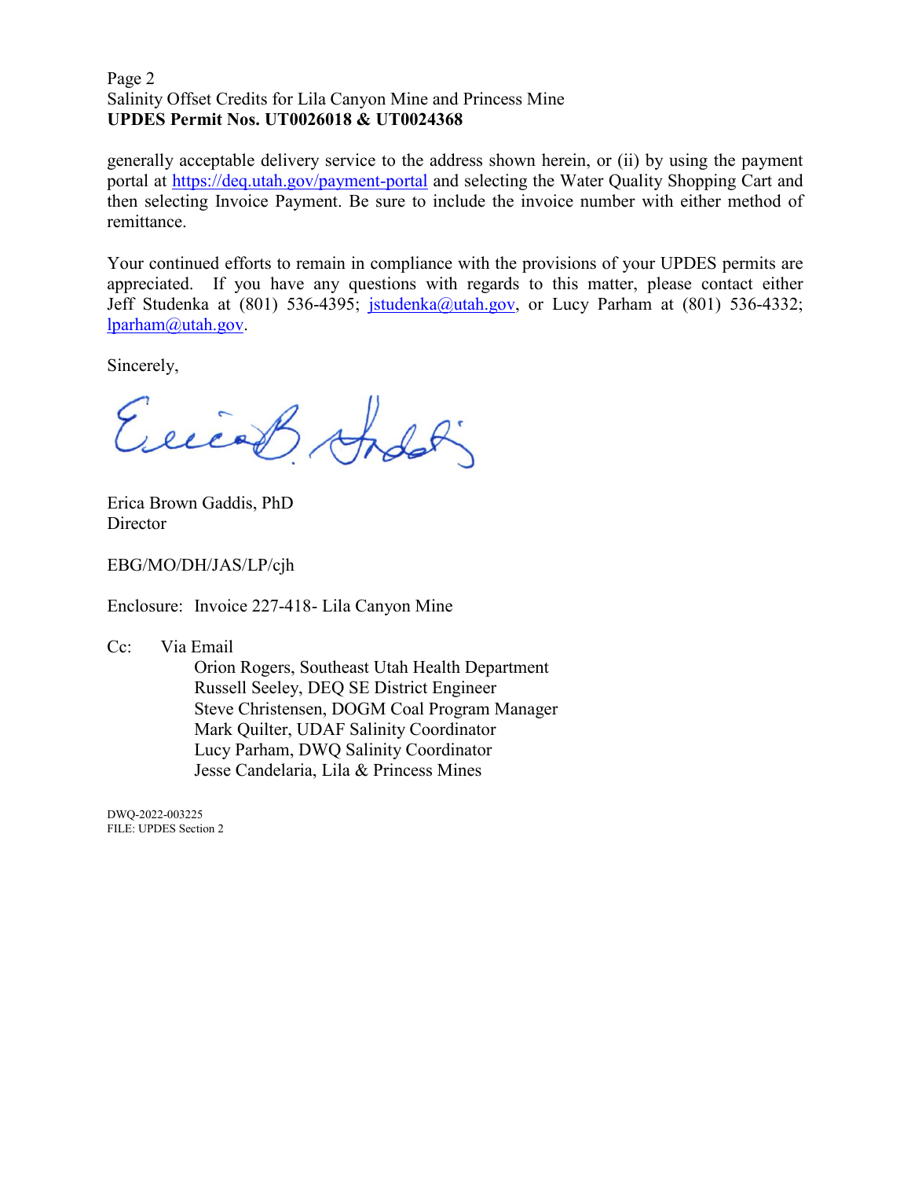generally acceptable delivery service to the address shown herein, or (ii) by using the payment portal at https://deq.utah.gov/payment-portal and selecting the Water Quality Shopping Cart and then selecting Invoice Payment. Be sure to include the invoice number with either method of remittance.

Your continued efforts to remain in compliance with the provisions of your UPDES permits are appreciated. If you have any questions with regards to this matter, please contact either Jeff Studenka at (801) 536-4395; jstudenka@utah.gov, or Lucy Parham at (801) 536-4332; lparham@utah.gov.

Sincerely,

Erica Brown Gaddis, PhD
Director

EBG/MO/DH/JAS/LP/cjh

Enclosure: Invoice 227-418- Lila Canyon Mine

Cc: Via Email
- Orion Rogers, Southeast Utah Health Department
- Russell Seeley, DEQ SE District Engineer
- Steve Christensen, DOGM Coal Program Manager
- Mark Quilter, UDAF Salinity Coordinator
- Lucy Parham, DWQ Salinity Coordinator
- Jesse Candelaria, Lila & Princess Mines

DWQ-2022-003225
FILE: UPDES Section 2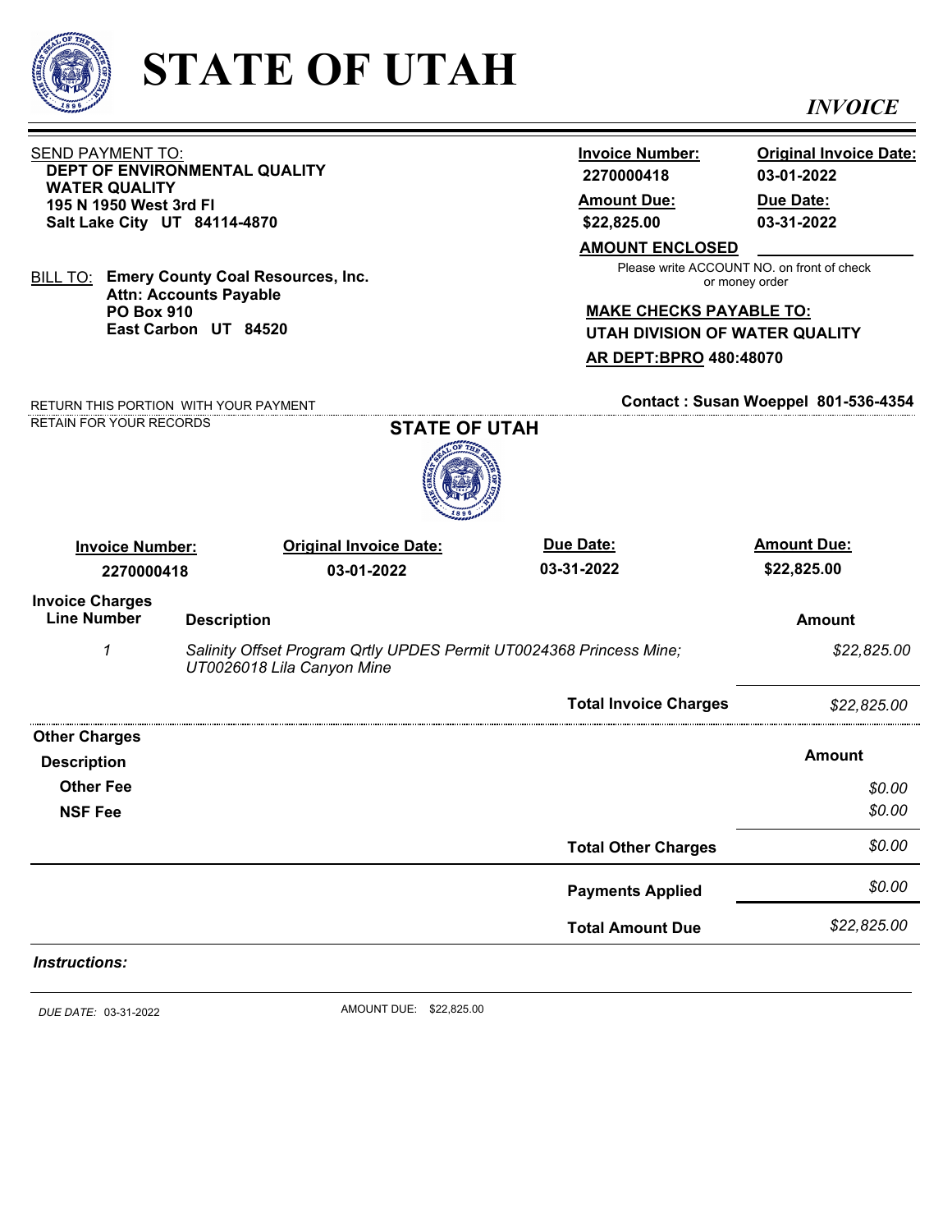# STATE OF UTAH

*INVOICE*

SEND PAYMENT TO:
**DEPT OF ENVIRONMENTAL QUALITY**
**WATER QUALITY**
**195 N 1950 West 3rd Fl**
**Salt Lake City UT 84114-4870**

| **Invoice Number:** | **Original Invoice Date:** |
|---|---|
| 2270000418 | 03-01-2022 |
| **Amount Due:** | **Due Date:** |
| $22,825.00 | 03-31-2022 |

**AMOUNT ENCLOSED** ____________

Please write ACCOUNT NO. on front of check or money order

BILL TO: **Emery County Coal Resources, Inc.**
**Attn: Accounts Payable**
**PO Box 910**
**East Carbon UT 84520**

**MAKE CHECKS PAYABLE TO:**
**UTAH DIVISION OF WATER QUALITY**
**AR DEPT:BPRO 480:48070**

RETURN THIS PORTION WITH YOUR PAYMENT

**Contact : Susan Woeppel 801-536-4354**

RETAIN FOR YOUR RECORDS

## STATE OF UTAH

| **Invoice Number:** | **Original Invoice Date:** | **Due Date:** | **Amount Due:** |
|---|---|---|---|
| 2270000418 | 03-01-2022 | 03-31-2022 | $22,825.00 |

**Invoice Charges**

| Line Number | Description | Amount |
|---|---|---|
| *1* | *Salinity Offset Program Qrtly UPDES Permit UT0024368 Princess Mine; UT0026018 Lila Canyon Mine* | *$22,825.00* |
| | **Total Invoice Charges** | *$22,825.00* |

**Other Charges**

| Description | | Amount |
|---|---|---|
| **Other Fee** | | *$0.00* |
| **NSF Fee** | | *$0.00* |
| | **Total Other Charges** | *$0.00* |
| | **Payments Applied** | *$0.00* |
| | **Total Amount Due** | *$22,825.00* |

***Instructions:***

*DUE DATE:* 03-31-2022 AMOUNT DUE: $22,825.00